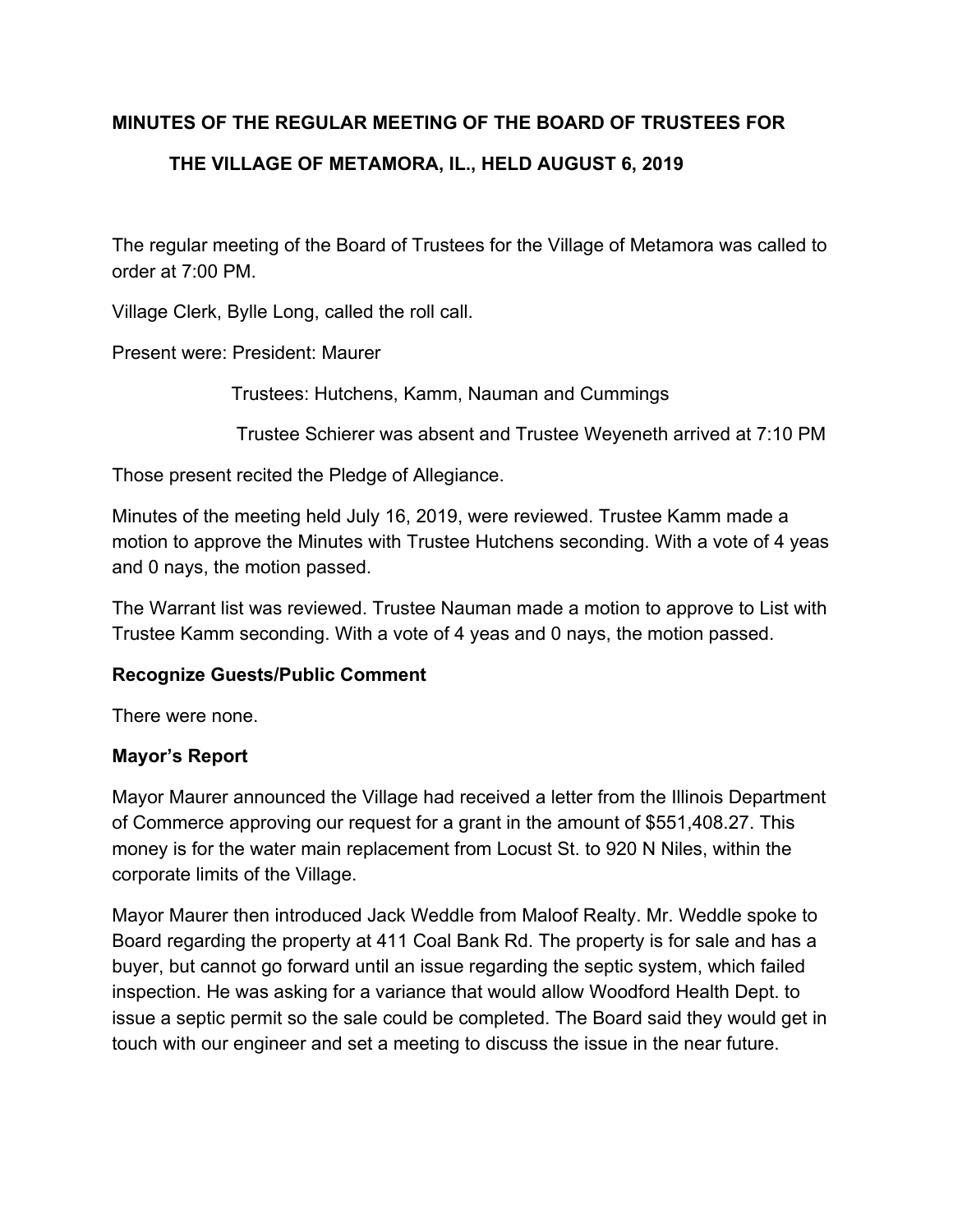**MINUTES OF THE REGULAR MEETING OF THE BOARD OF TRUSTEES FOR THE VILLAGE OF METAMORA, IL., HELD AUGUST 6, 2019**

The regular meeting of the Board of Trustees for the Village of Metamora was called to order at 7:00 PM.

Village Clerk, Bylle Long, called the roll call.

Present were: President: Maurer

Trustees: Hutchens, Kamm, Nauman and Cummings

Trustee Schierer was absent and Trustee Weyeneth arrived at 7:10 PM

Those present recited the Pledge of Allegiance.

Minutes of the meeting held July 16, 2019, were reviewed. Trustee Kamm made a motion to approve the Minutes with Trustee Hutchens seconding. With a vote of 4 yeas and 0 nays, the motion passed.

The Warrant list was reviewed. Trustee Nauman made a motion to approve to List with Trustee Kamm seconding. With a vote of 4 yeas and 0 nays, the motion passed.

**Recognize Guests/Public Comment**

There were none.

**Mayor's Report**

Mayor Maurer announced the Village had received a letter from the Illinois Department of Commerce approving our request for a grant in the amount of $551,408.27. This money is for the water main replacement from Locust St. to 920 N Niles, within the corporate limits of the Village.

Mayor Maurer then introduced Jack Weddle from Maloof Realty. Mr. Weddle spoke to Board regarding the property at 411 Coal Bank Rd. The property is for sale and has a buyer, but cannot go forward until an issue regarding the septic system, which failed inspection. He was asking for a variance that would allow Woodford Health Dept. to issue a septic permit so the sale could be completed. The Board said they would get in touch with our engineer and set a meeting to discuss the issue in the near future.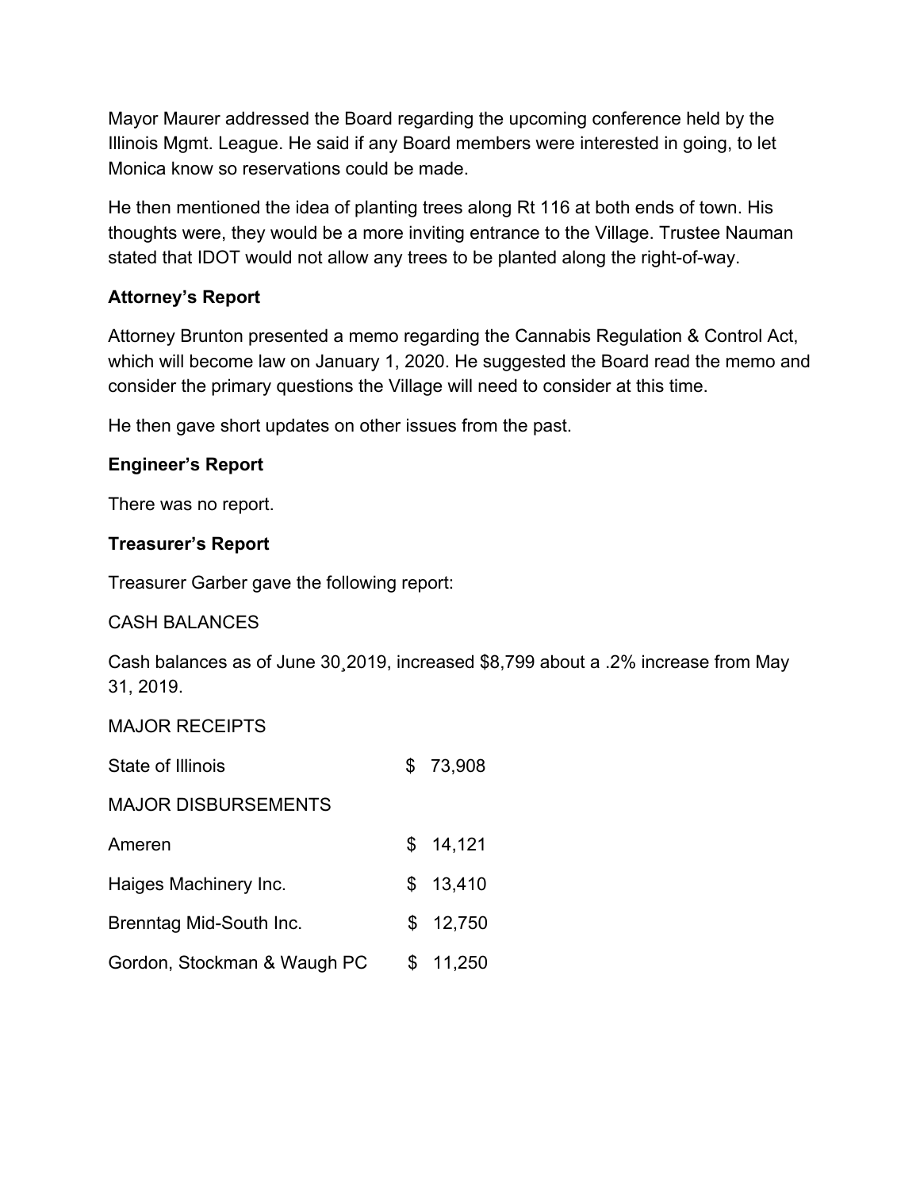Mayor Maurer addressed the Board regarding the upcoming conference held by the Illinois Mgmt. League. He said if any Board members were interested in going, to let Monica know so reservations could be made.

He then mentioned the idea of planting trees along Rt 116 at both ends of town. His thoughts were, they would be a more inviting entrance to the Village. Trustee Nauman stated that IDOT would not allow any trees to be planted along the right-of-way.

**Attorney's Report**

Attorney Brunton presented a memo regarding the Cannabis Regulation & Control Act, which will become law on January 1, 2020. He suggested the Board read the memo and consider the primary questions the Village will need to consider at this time.

He then gave short updates on other issues from the past.

**Engineer's Report**

There was no report.

**Treasurer's Report**

Treasurer Garber gave the following report:

CASH BALANCES

Cash balances as of June 30¸2019, increased $8,799 about a .2% increase from May 31, 2019.

MAJOR RECEIPTS

| | |
|---|---|
| State of Illinois | $ 73,908 |

MAJOR DISBURSEMENTS

| | |
|---|---|
| Ameren | $ 14,121 |
| Haiges Machinery Inc. | $ 13,410 |
| Brenntag Mid-South Inc. | $ 12,750 |
| Gordon, Stockman & Waugh PC | $ 11,250 |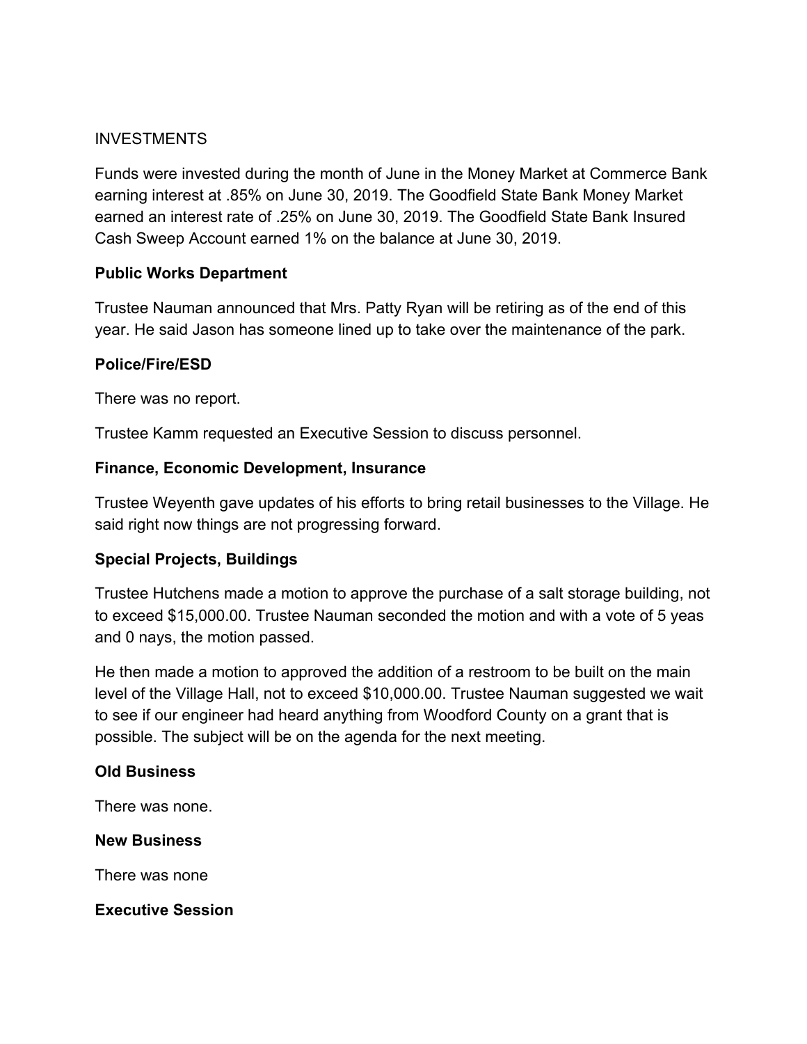INVESTMENTS

Funds were invested during the month of June in the Money Market at Commerce Bank earning interest at .85% on June 30, 2019. The Goodfield State Bank Money Market earned an interest rate of .25% on June 30, 2019. The Goodfield State Bank Insured Cash Sweep Account earned 1% on the balance at June 30, 2019.

**Public Works Department**

Trustee Nauman announced that Mrs. Patty Ryan will be retiring as of the end of this year. He said Jason has someone lined up to take over the maintenance of the park.

**Police/Fire/ESD**

There was no report.

Trustee Kamm requested an Executive Session to discuss personnel.

**Finance, Economic Development, Insurance**

Trustee Weyenth gave updates of his efforts to bring retail businesses to the Village. He said right now things are not progressing forward.

**Special Projects, Buildings**

Trustee Hutchens made a motion to approve the purchase of a salt storage building, not to exceed $15,000.00. Trustee Nauman seconded the motion and with a vote of 5 yeas and 0 nays, the motion passed.

He then made a motion to approved the addition of a restroom to be built on the main level of the Village Hall, not to exceed $10,000.00. Trustee Nauman suggested we wait to see if our engineer had heard anything from Woodford County on a grant that is possible. The subject will be on the agenda for the next meeting.

**Old Business**

There was none.

**New Business**

There was none

**Executive Session**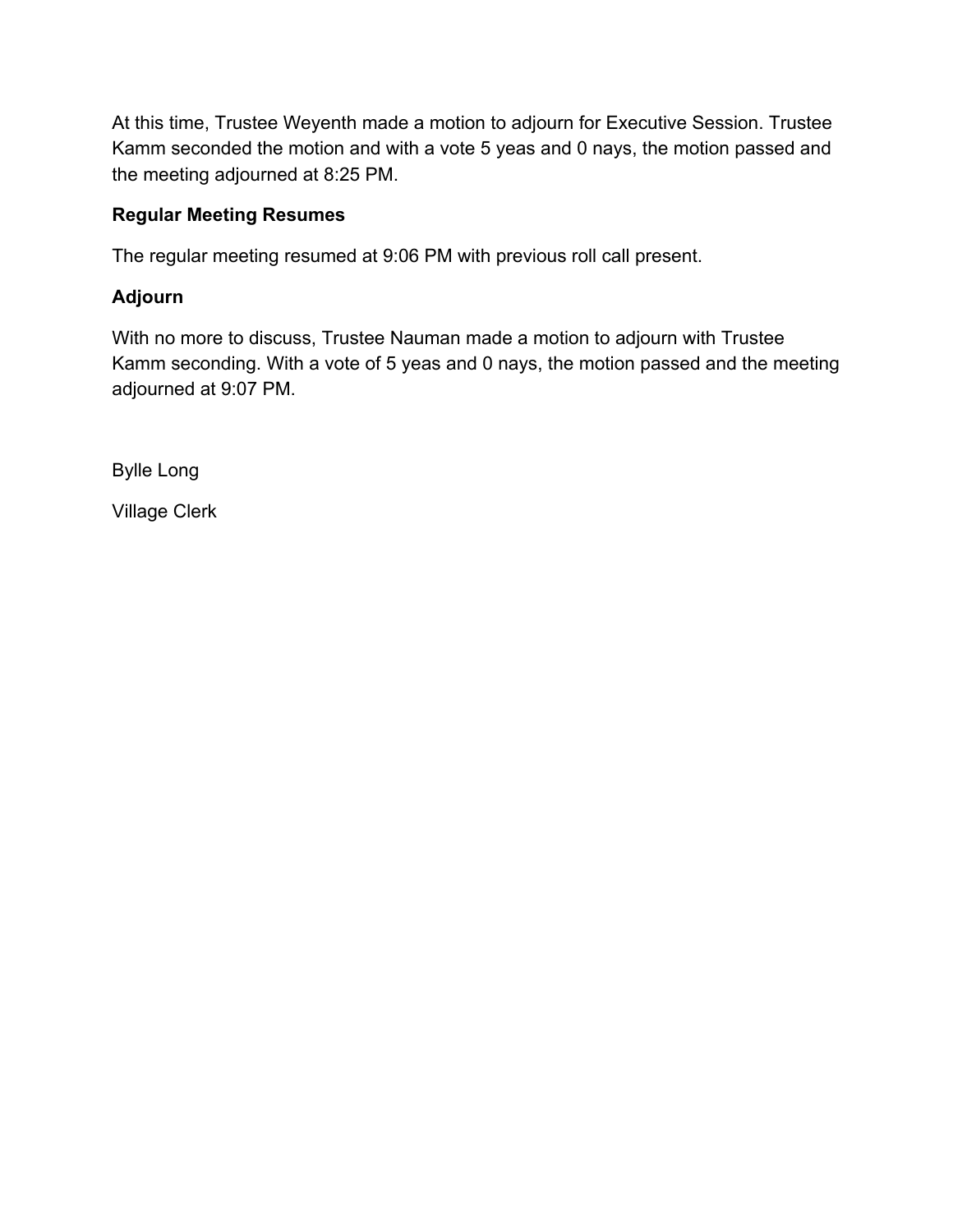At this time, Trustee Weyenth made a motion to adjourn for Executive Session. Trustee Kamm seconded the motion and with a vote 5 yeas and 0 nays, the motion passed and the meeting adjourned at 8:25 PM.

**Regular Meeting Resumes**

The regular meeting resumed at 9:06 PM with previous roll call present.

**Adjourn**

With no more to discuss, Trustee Nauman made a motion to adjourn with Trustee Kamm seconding. With a vote of 5 yeas and 0 nays, the motion passed and the meeting adjourned at 9:07 PM.

Bylle Long

Village Clerk